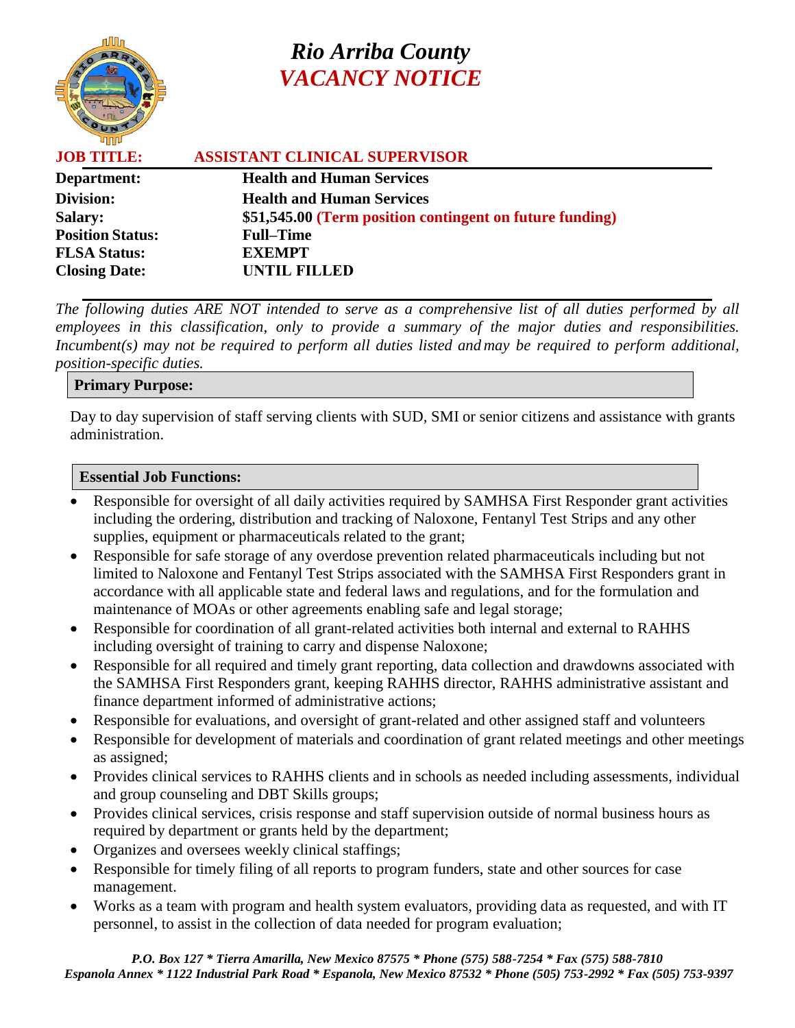# Rio Arriba County
## *VACANCY NOTICE*

**JOB TITLE:** **ASSISTANT CLINICAL SUPERVISOR**

| | |
|---|---|
| **Department:** | **Health and Human Services** |
| **Division:** | **Health and Human Services** |
| **Salary:** | **$51,545.00 (Term position contingent on future funding)** |
| **Position Status:** | **Full–Time** |
| **FLSA Status:** | **EXEMPT** |
| **Closing Date:** | **UNTIL FILLED** |

*The following duties ARE NOT intended to serve as a comprehensive list of all duties performed by all employees in this classification, only to provide a summary of the major duties and responsibilities. Incumbent(s) may not be required to perform all duties listed and may be required to perform additional, position-specific duties.*

### Primary Purpose:

Day to day supervision of staff serving clients with SUD, SMI or senior citizens and assistance with grants administration.

### Essential Job Functions:

- Responsible for oversight of all daily activities required by SAMHSA First Responder grant activities including the ordering, distribution and tracking of Naloxone, Fentanyl Test Strips and any other supplies, equipment or pharmaceuticals related to the grant;
- Responsible for safe storage of any overdose prevention related pharmaceuticals including but not limited to Naloxone and Fentanyl Test Strips associated with the SAMHSA First Responders grant in accordance with all applicable state and federal laws and regulations, and for the formulation and maintenance of MOAs or other agreements enabling safe and legal storage;
- Responsible for coordination of all grant-related activities both internal and external to RAHHS including oversight of training to carry and dispense Naloxone;
- Responsible for all required and timely grant reporting, data collection and drawdowns associated with the SAMHSA First Responders grant, keeping RAHHS director, RAHHS administrative assistant and finance department informed of administrative actions;
- Responsible for evaluations, and oversight of grant-related and other assigned staff and volunteers
- Responsible for development of materials and coordination of grant related meetings and other meetings as assigned;
- Provides clinical services to RAHHS clients and in schools as needed including assessments, individual and group counseling and DBT Skills groups;
- Provides clinical services, crisis response and staff supervision outside of normal business hours as required by department or grants held by the department;
- Organizes and oversees weekly clinical staffings;
- Responsible for timely filing of all reports to program funders, state and other sources for case management.
- Works as a team with program and health system evaluators, providing data as requested, and with IT personnel, to assist in the collection of data needed for program evaluation;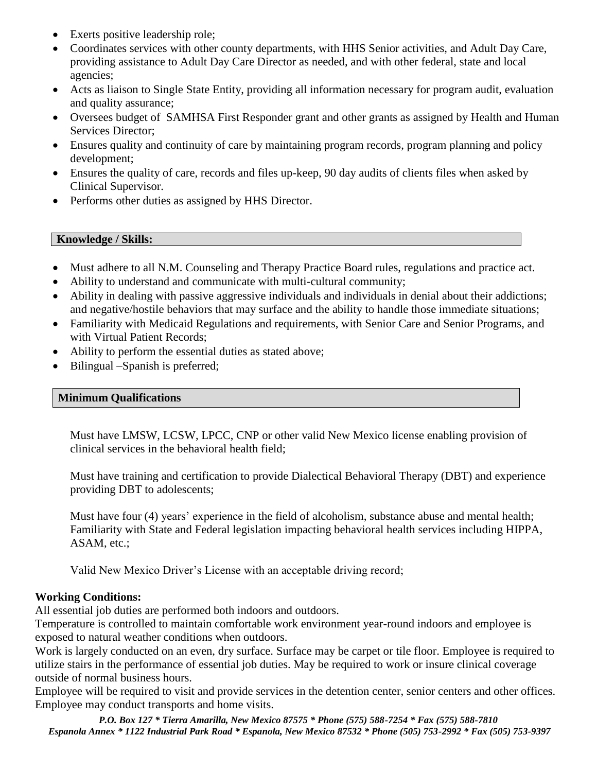- Exerts positive leadership role;
- Coordinates services with other county departments, with HHS Senior activities, and Adult Day Care, providing assistance to Adult Day Care Director as needed, and with other federal, state and local agencies;
- Acts as liaison to Single State Entity, providing all information necessary for program audit, evaluation and quality assurance;
- Oversees budget of SAMHSA First Responder grant and other grants as assigned by Health and Human Services Director;
- Ensures quality and continuity of care by maintaining program records, program planning and policy development;
- Ensures the quality of care, records and files up-keep, 90 day audits of clients files when asked by Clinical Supervisor.
- Performs other duties as assigned by HHS Director.

## Knowledge / Skills:

- Must adhere to all N.M. Counseling and Therapy Practice Board rules, regulations and practice act.
- Ability to understand and communicate with multi-cultural community;
- Ability in dealing with passive aggressive individuals and individuals in denial about their addictions; and negative/hostile behaviors that may surface and the ability to handle those immediate situations;
- Familiarity with Medicaid Regulations and requirements, with Senior Care and Senior Programs, and with Virtual Patient Records;
- Ability to perform the essential duties as stated above;
- Bilingual –Spanish is preferred;

## Minimum Qualifications

Must have LMSW, LCSW, LPCC, CNP or other valid New Mexico license enabling provision of clinical services in the behavioral health field;

Must have training and certification to provide Dialectical Behavioral Therapy (DBT) and experience providing DBT to adolescents;

Must have four (4) years' experience in the field of alcoholism, substance abuse and mental health; Familiarity with State and Federal legislation impacting behavioral health services including HIPPA, ASAM, etc.;

Valid New Mexico Driver's License with an acceptable driving record;

## Working Conditions:

All essential job duties are performed both indoors and outdoors.

Temperature is controlled to maintain comfortable work environment year-round indoors and employee is exposed to natural weather conditions when outdoors.

Work is largely conducted on an even, dry surface. Surface may be carpet or tile floor. Employee is required to utilize stairs in the performance of essential job duties. May be required to work or insure clinical coverage outside of normal business hours.

Employee will be required to visit and provide services in the detention center, senior centers and other offices. Employee may conduct transports and home visits.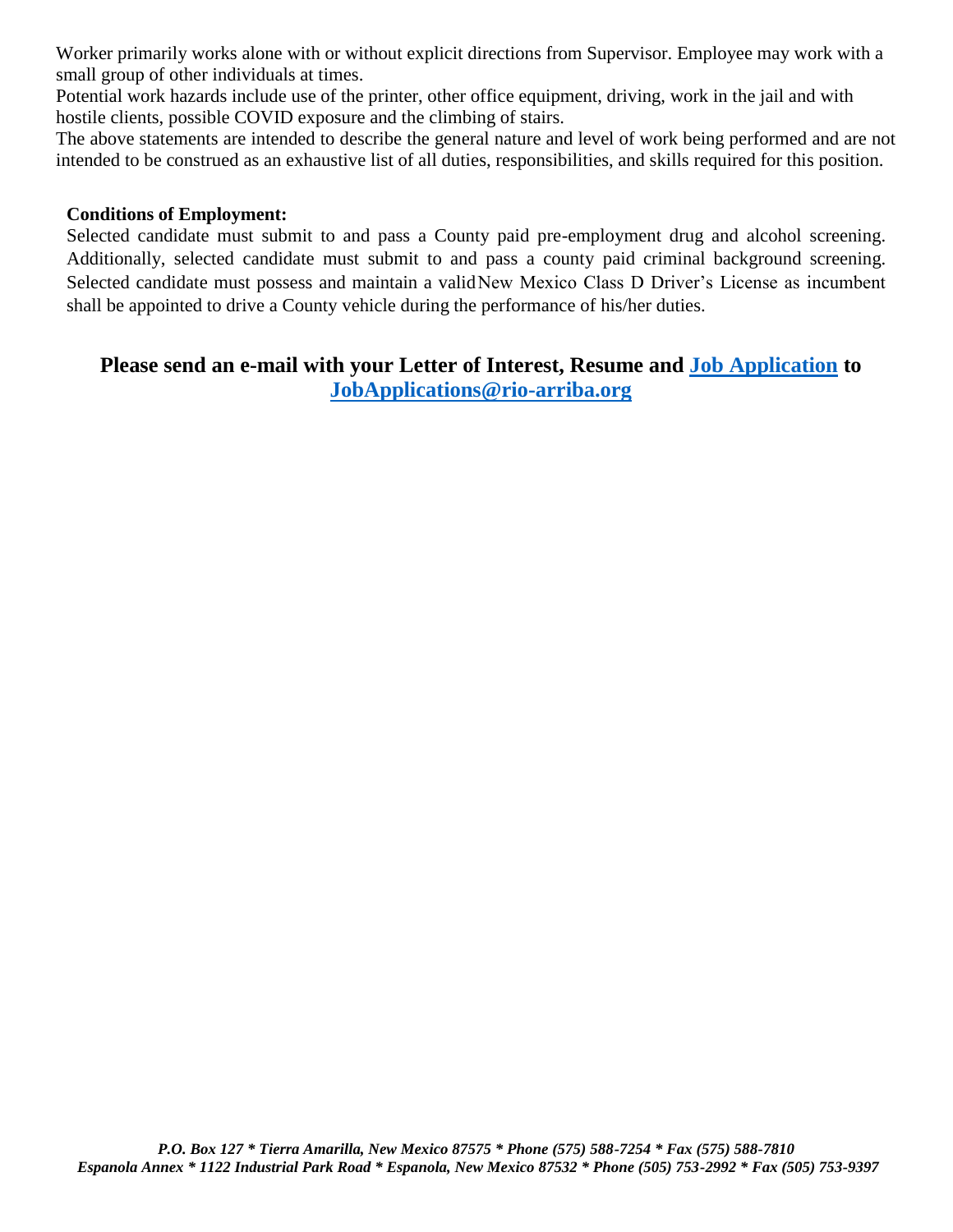Worker primarily works alone with or without explicit directions from Supervisor. Employee may work with a small group of other individuals at times.

Potential work hazards include use of the printer, other office equipment, driving, work in the jail and with hostile clients, possible COVID exposure and the climbing of stairs.

The above statements are intended to describe the general nature and level of work being performed and are not intended to be construed as an exhaustive list of all duties, responsibilities, and skills required for this position.

**Conditions of Employment:**

Selected candidate must submit to and pass a County paid pre-employment drug and alcohol screening. Additionally, selected candidate must submit to and pass a county paid criminal background screening. Selected candidate must possess and maintain a valid New Mexico Class D Driver's License as incumbent shall be appointed to drive a County vehicle during the performance of his/her duties.

**Please send an e-mail with your Letter of Interest, Resume and Job Application to JobApplications@rio-arriba.org**

***P.O. Box 127 * Tierra Amarilla, New Mexico 87575 * Phone (575) 588-7254 * Fax (575) 588-7810***
***Espanola Annex * 1122 Industrial Park Road * Espanola, New Mexico 87532 * Phone (505) 753-2992 * Fax (505) 753-9397***